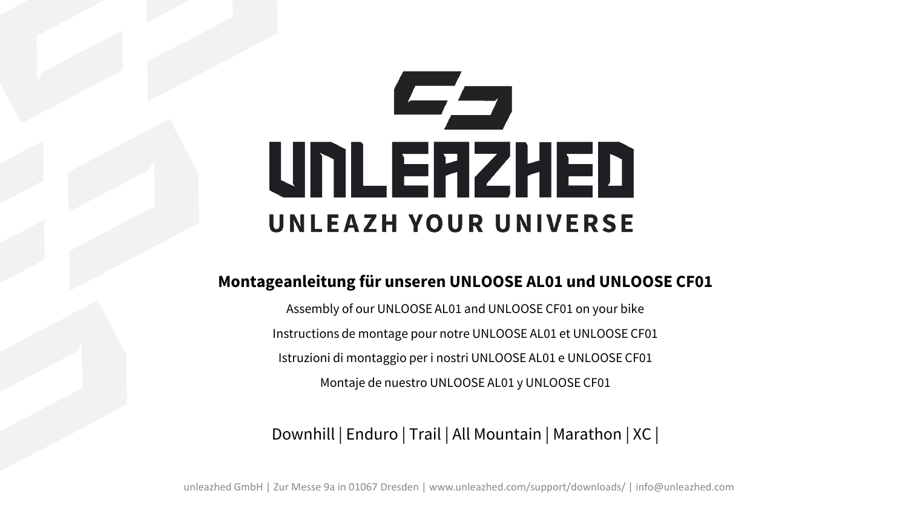# UNLEAZHED

**UNLEAZH YOUR UNIVERSE**

## Montageanleitung für unseren UNLOOSE AL01 und UNLOOSE CF01

Assembly of our UNLOOSE AL01 and UNLOOSE CF01 on your bike

Instructions de montage pour notre UNLOOSE AL01 et UNLOOSE CF01

Istruzioni di montaggio per i nostri UNLOOSE AL01 e UNLOOSE CF01

Montaje de nuestro UNLOOSE AL01 y UNLOOSE CF01

Downhill | Enduro | Trail | All Mountain | Marathon | XC |

unleazhed GmbH | Zur Messe 9a in 01067 Dresden | www.unleazhed.com/support/downloads/ | info@unleazhed.com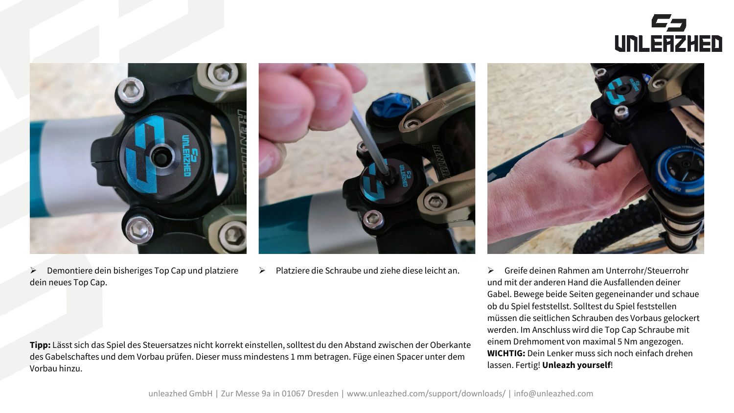- Demontiere dein bisheriges Top Cap und platziere dein neues Top Cap.

- Platziere die Schraube und ziehe diese leicht an.

- Greife deinen Rahmen am Unterrohr/Steuerrohr und mit der anderen Hand die Ausfallenden deiner Gabel. Bewege beide Seiten gegeneinander und schaue ob du Spiel feststellst. Solltest du Spiel feststellen müssen die seitlichen Schrauben des Vorbaus gelockert werden. Im Anschluss wird die Top Cap Schraube mit einem Drehmoment von maximal 5 Nm angezogen. **WICHTIG:** Dein Lenker muss sich noch einfach drehen lassen. Fertig! **Unleazh yourself**!

**Tipp:** Lässt sich das Spiel des Steuersatzes nicht korrekt einstellen, solltest du den Abstand zwischen der Oberkante des Gabelschaftes und dem Vorbau prüfen. Dieser muss mindestens 1 mm betragen. Füge einen Spacer unter dem Vorbau hinzu.

unleazhed GmbH | Zur Messe 9a in 01067 Dresden | www.unleazhed.com/support/downloads/ | info@unleazhed.com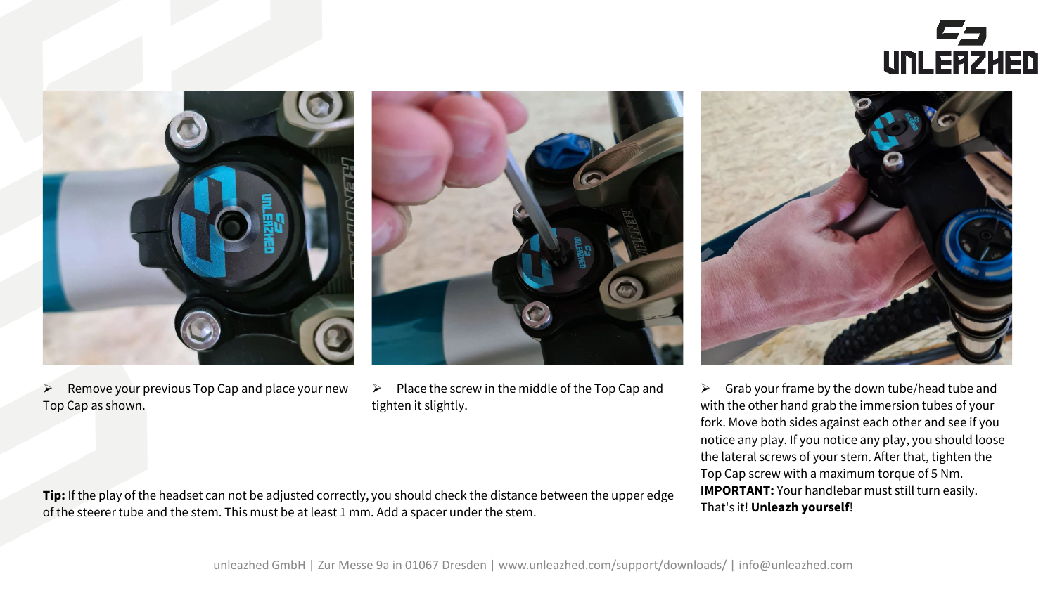- Remove your previous Top Cap and place your new Top Cap as shown.

- Place the screw in the middle of the Top Cap and tighten it slightly.

- Grab your frame by the down tube/head tube and with the other hand grab the immersion tubes of your fork. Move both sides against each other and see if you notice any play. If you notice any play, you should loose the lateral screws of your stem. After that, tighten the Top Cap screw with a maximum torque of 5 Nm. **IMPORTANT:** Your handlebar must still turn easily. That's it! **Unleazh yourself**!

**Tip:** If the play of the headset can not be adjusted correctly, you should check the distance between the upper edge of the steerer tube and the stem. This must be at least 1 mm. Add a spacer under the stem.

unleazhed GmbH | Zur Messe 9a in 01067 Dresden | www.unleazhed.com/support/downloads/ | info@unleazhed.com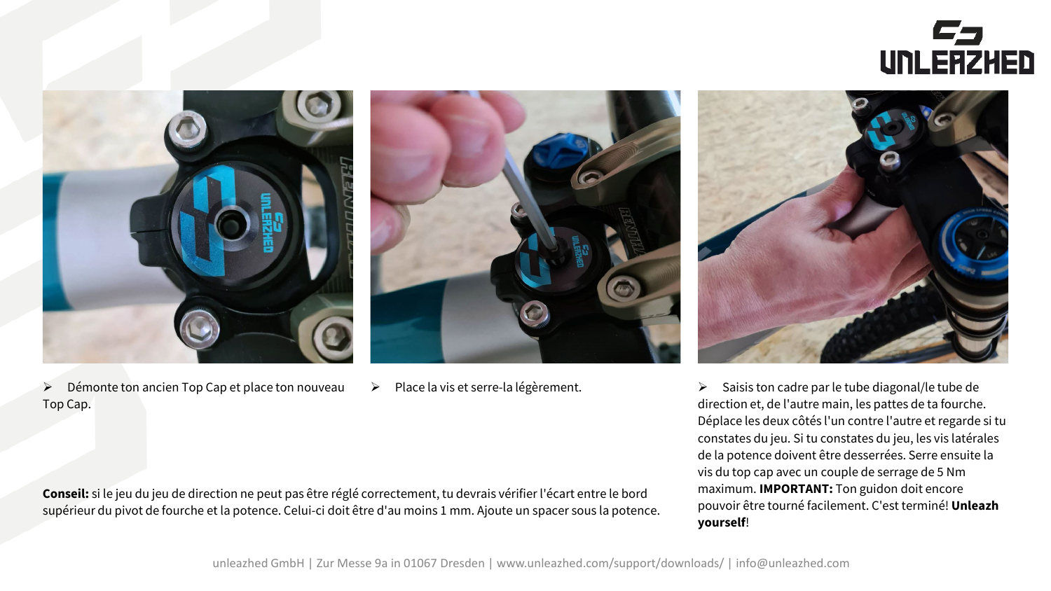- Démonte ton ancien Top Cap et place ton nouveau Top Cap.

- Place la vis et serre-la légèrement.

- Saisis ton cadre par le tube diagonal/le tube de direction et, de l'autre main, les pattes de ta fourche. Déplace les deux côtés l'un contre l'autre et regarde si tu constates du jeu. Si tu constates du jeu, les vis latérales de la potence doivent être desserrées. Serre ensuite la vis du top cap avec un couple de serrage de 5 Nm maximum. **IMPORTANT:** Ton guidon doit encore pouvoir être tourné facilement. C'est terminé! **Unleazh yourself**!

**Conseil:** si le jeu du jeu de direction ne peut pas être réglé correctement, tu devrais vérifier l'écart entre le bord supérieur du pivot de fourche et la potence. Celui-ci doit être d'au moins 1 mm. Ajoute un spacer sous la potence.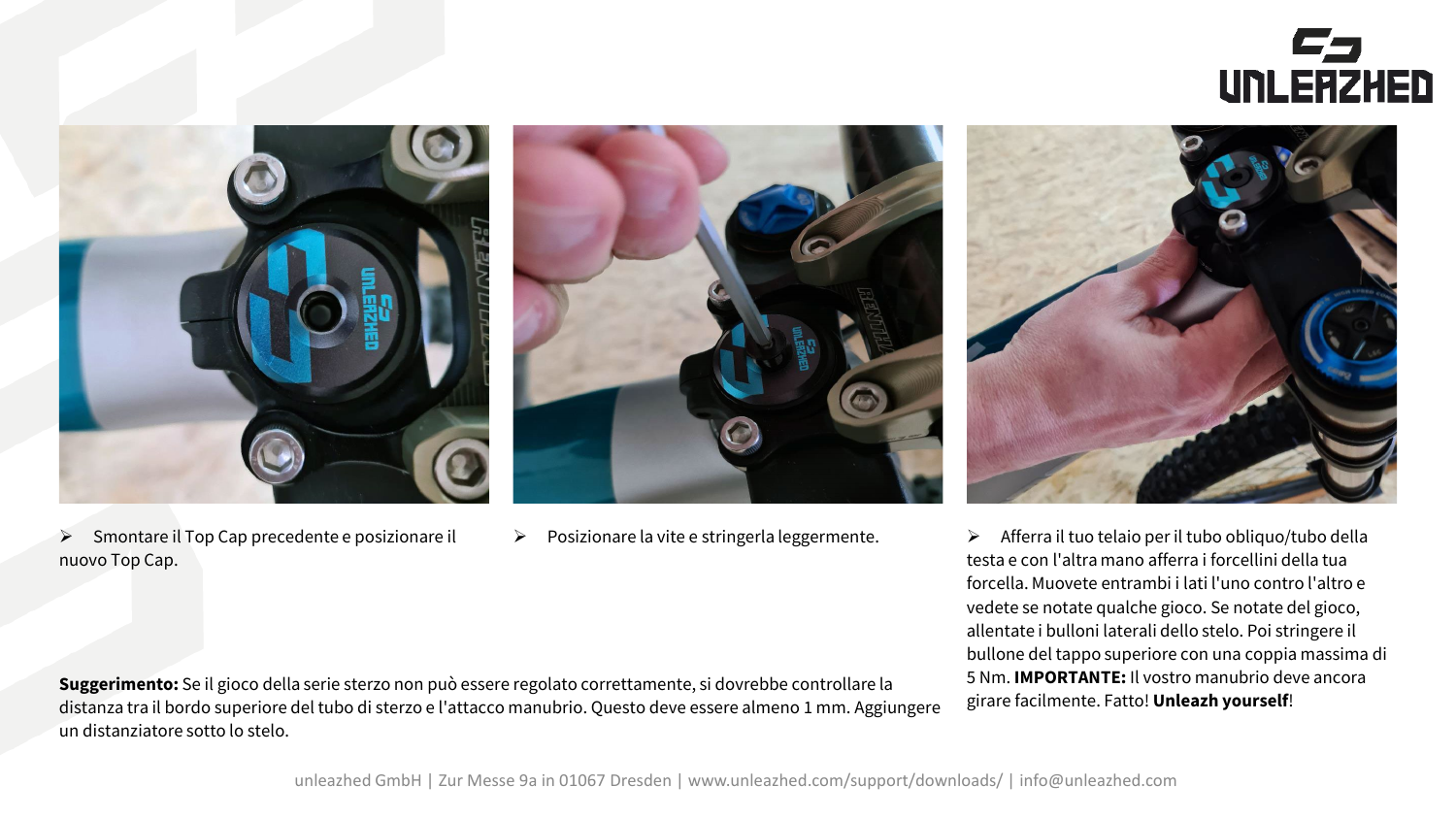- Smontare il Top Cap precedente e posizionare il nuovo Top Cap.

- Posizionare la vite e stringerla leggermente.

- Afferra il tuo telaio per il tubo obliquo/tubo della testa e con l'altra mano afferra i forcellini della tua forcella. Muovete entrambi i lati l'uno contro l'altro e vedete se notate qualche gioco. Se notate del gioco, allentate i bulloni laterali dello stelo. Poi stringere il bullone del tappo superiore con una coppia massima di 5 Nm. **IMPORTANTE:** Il vostro manubrio deve ancora girare facilmente. Fatto! **Unleazh yourself**!

**Suggerimento:** Se il gioco della serie sterzo non può essere regolato correttamente, si dovrebbe controllare la distanza tra il bordo superiore del tubo di sterzo e l'attacco manubrio. Questo deve essere almeno 1 mm. Aggiungere un distanziatore sotto lo stelo.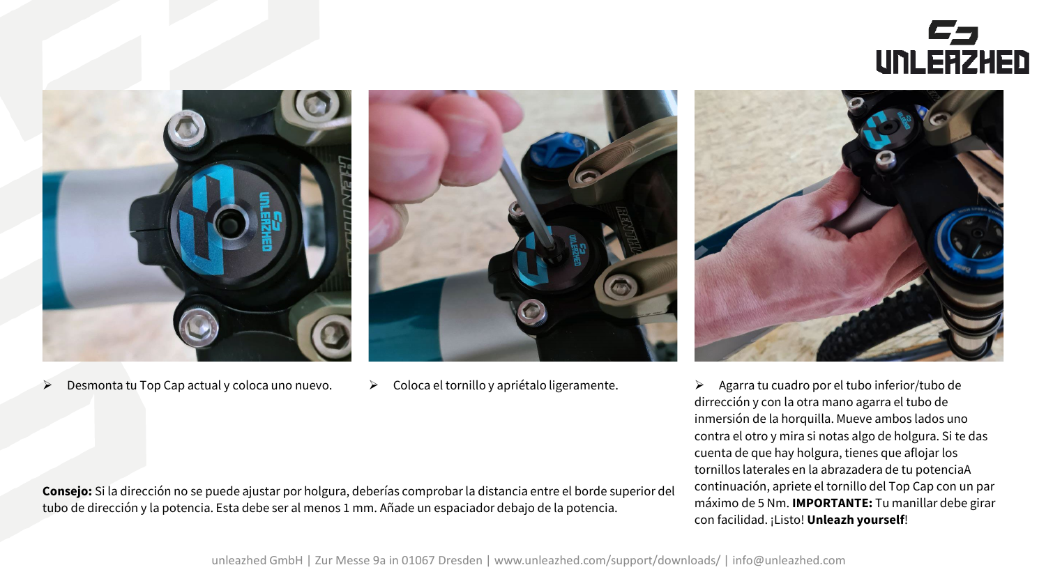- Desmonta tu Top Cap actual y coloca uno nuevo.

- Coloca el tornillo y apriétalo ligeramente.

- Agarra tu cuadro por el tubo inferior/tubo de dirrección y con la otra mano agarra el tubo de inmersión de la horquilla. Mueve ambos lados uno contra el otro y mira si notas algo de holgura. Si te das cuenta de que hay holgura, tienes que aflojar los tornillos laterales en la abrazadera de tu potenciaA continuación, apriete el tornillo del Top Cap con un par máximo de 5 Nm. **IMPORTANTE:** Tu manillar debe girar con facilidad. ¡Listo! **Unleazh yourself**!

**Consejo:** Si la dirección no se puede ajustar por holgura, deberías comprobar la distancia entre el borde superior del tubo de dirección y la potencia. Esta debe ser al menos 1 mm. Añade un espaciador debajo de la potencia.

unleazhed GmbH | Zur Messe 9a in 01067 Dresden | www.unleazhed.com/support/downloads/ | info@unleazhed.com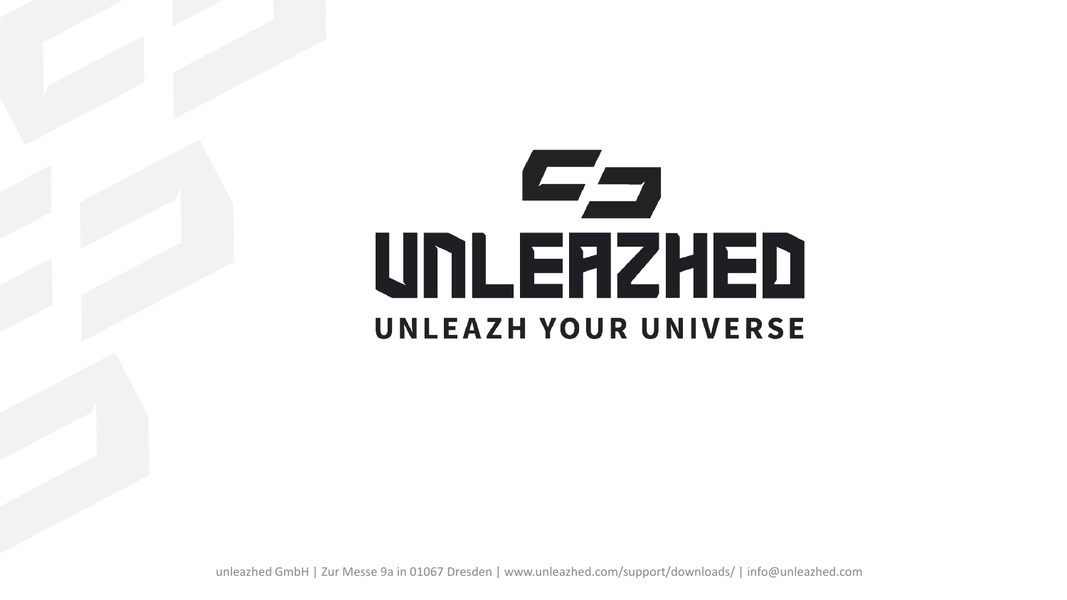# UNLEAZHED

UNLEAZH YOUR UNIVERSE

unleazhed GmbH | Zur Messe 9a in 01067 Dresden | www.unleazhed.com/support/downloads/ | info@unleazhed.com